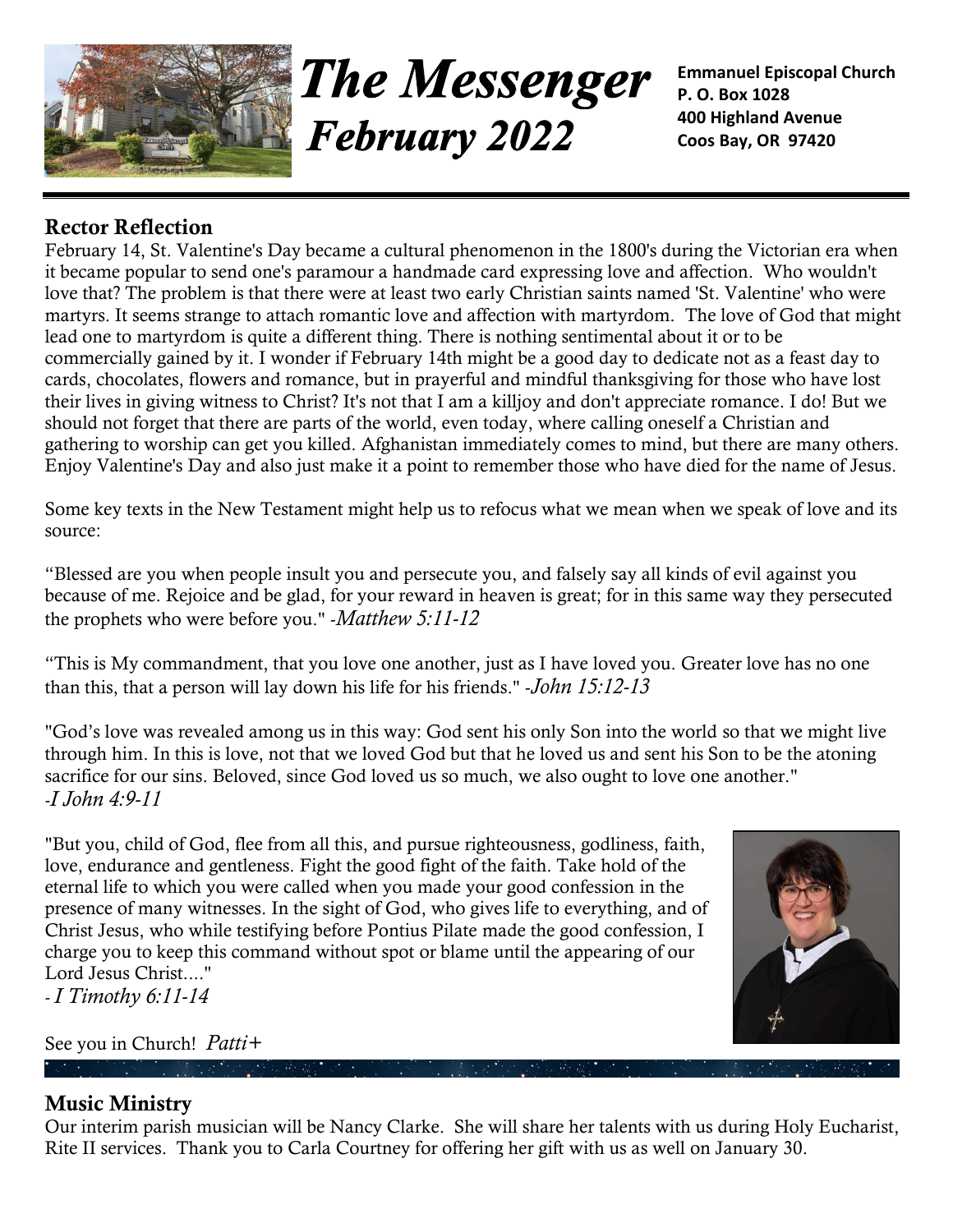# The Messenger
## February 2022

**Emmanuel Episcopal Church**
**P. O. Box 1028**
**400 Highland Avenue**
**Coos Bay, OR 97420**

### Rector Reflection

February 14, St. Valentine's Day became a cultural phenomenon in the 1800's during the Victorian era when it became popular to send one's paramour a handmade card expressing love and affection. Who wouldn't love that? The problem is that there were at least two early Christian saints named 'St. Valentine' who were martyrs. It seems strange to attach romantic love and affection with martyrdom. The love of God that might lead one to martyrdom is quite a different thing. There is nothing sentimental about it or to be commercially gained by it. I wonder if February 14th might be a good day to dedicate not as a feast day to cards, chocolates, flowers and romance, but in prayerful and mindful thanksgiving for those who have lost their lives in giving witness to Christ? It's not that I am a killjoy and don't appreciate romance. I do! But we should not forget that there are parts of the world, even today, where calling oneself a Christian and gathering to worship can get you killed. Afghanistan immediately comes to mind, but there are many others. Enjoy Valentine's Day and also just make it a point to remember those who have died for the name of Jesus.

Some key texts in the New Testament might help us to refocus what we mean when we speak of love and its source:

"Blessed are you when people insult you and persecute you, and falsely say all kinds of evil against you because of me. Rejoice and be glad, for your reward in heaven is great; for in this same way they persecuted the prophets who were before you." *-Matthew 5:11-12*

"This is My commandment, that you love one another, just as I have loved you. Greater love has no one than this, that a person will lay down his life for his friends." *-John 15:12-13*

"God's love was revealed among us in this way: God sent his only Son into the world so that we might live through him. In this is love, not that we loved God but that he loved us and sent his Son to be the atoning sacrifice for our sins. Beloved, since God loved us so much, we also ought to love one another."
*-I John 4:9-11*

"But you, child of God, flee from all this, and pursue righteousness, godliness, faith, love, endurance and gentleness. Fight the good fight of the faith. Take hold of the eternal life to which you were called when you made your good confession in the presence of many witnesses. In the sight of God, who gives life to everything, and of Christ Jesus, who while testifying before Pontius Pilate made the good confession, I charge you to keep this command without spot or blame until the appearing of our Lord Jesus Christ...."
*- I Timothy 6:11-14*

See you in Church! *Patti+*

### Music Ministry

Our interim parish musician will be Nancy Clarke. She will share her talents with us during Holy Eucharist, Rite II services. Thank you to Carla Courtney for offering her gift with us as well on January 30.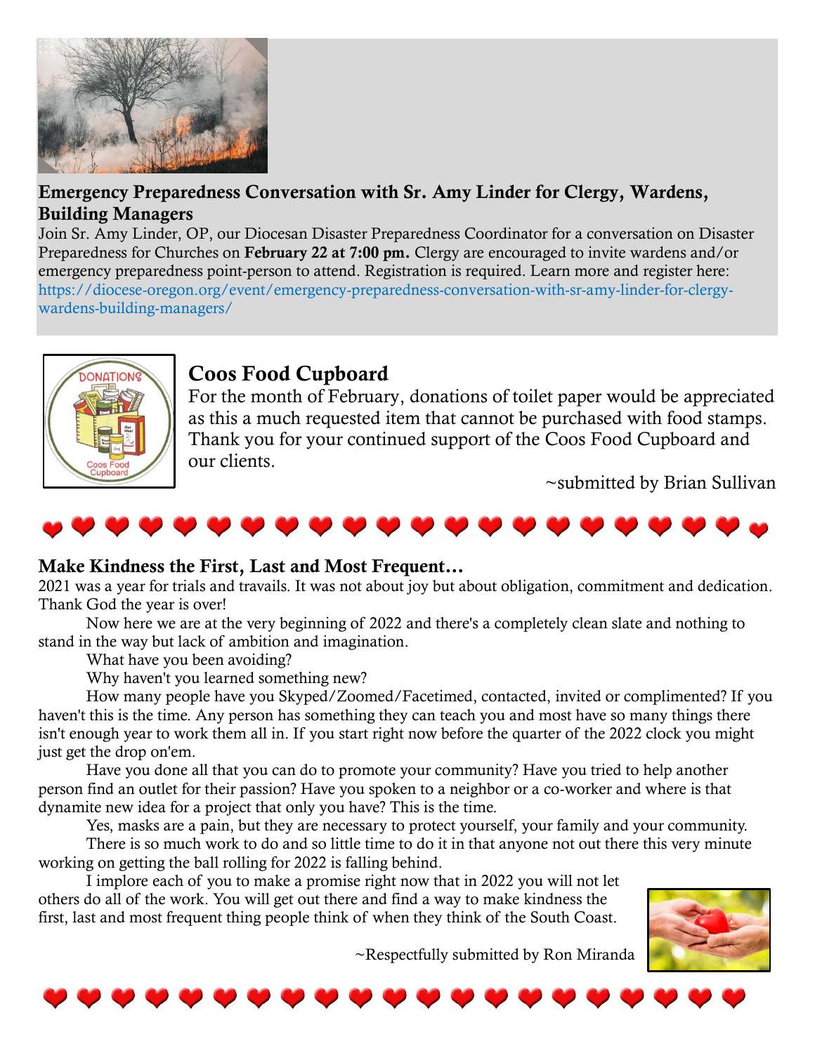## Emergency Preparedness Conversation with Sr. Amy Linder for Clergy, Wardens, Building Managers

Join Sr. Amy Linder, OP, our Diocesan Disaster Preparedness Coordinator for a conversation on Disaster Preparedness for Churches on **February 22 at 7:00 pm.** Clergy are encouraged to invite wardens and/or emergency preparedness point-person to attend. Registration is required. Learn more and register here: https://diocese-oregon.org/event/emergency-preparedness-conversation-with-sr-amy-linder-for-clergy-wardens-building-managers/

## Coos Food Cupboard

For the month of February, donations of toilet paper would be appreciated as this a much requested item that cannot be purchased with food stamps. Thank you for your continued support of the Coos Food Cupboard and our clients.

~submitted by Brian Sullivan

## Make Kindness the First, Last and Most Frequent…

2021 was a year for trials and travails. It was not about joy but about obligation, commitment and dedication. Thank God the year is over!

Now here we are at the very beginning of 2022 and there's a completely clean slate and nothing to stand in the way but lack of ambition and imagination.

What have you been avoiding?

Why haven't you learned something new?

How many people have you Skyped/Zoomed/Facetimed, contacted, invited or complimented? If you haven't this is the time. Any person has something they can teach you and most have so many things there isn't enough year to work them all in. If you start right now before the quarter of the 2022 clock you might just get the drop on'em.

Have you done all that you can do to promote your community? Have you tried to help another person find an outlet for their passion? Have you spoken to a neighbor or a co-worker and where is that dynamite new idea for a project that only you have? This is the time.

Yes, masks are a pain, but they are necessary to protect yourself, your family and your community.

There is so much work to do and so little time to do it in that anyone not out there this very minute working on getting the ball rolling for 2022 is falling behind.

I implore each of you to make a promise right now that in 2022 you will not let others do all of the work. You will get out there and find a way to make kindness the first, last and most frequent thing people think of when they think of the South Coast.

~Respectfully submitted by Ron Miranda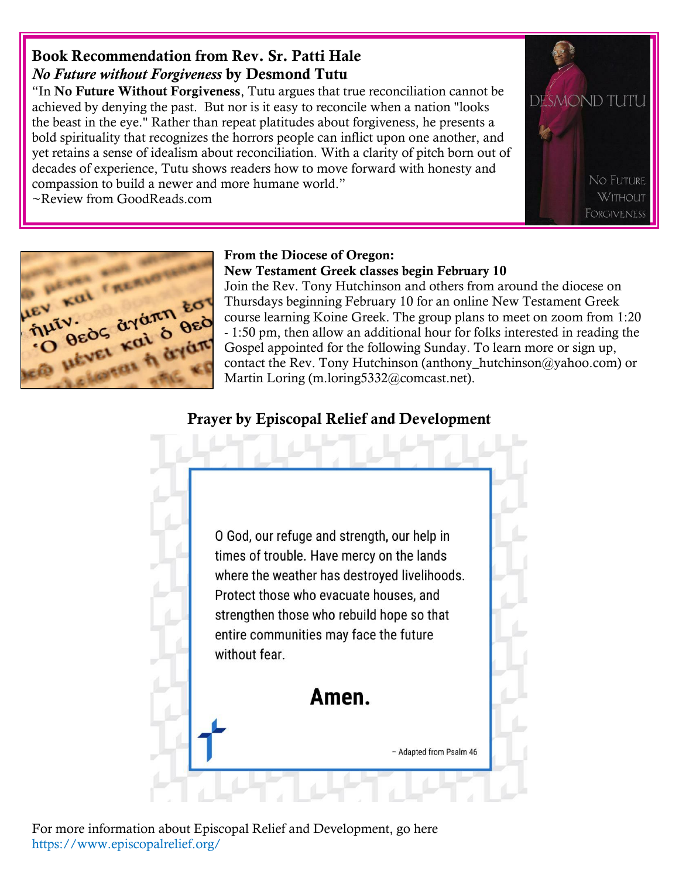## Book Recommendation from Rev. Sr. Patti Hale

### *No Future without Forgiveness* by Desmond Tutu

"In **No Future Without Forgiveness**, Tutu argues that true reconciliation cannot be achieved by denying the past. But nor is it easy to reconcile when a nation "looks the beast in the eye." Rather than repeat platitudes about forgiveness, he presents a bold spirituality that recognizes the horrors people can inflict upon one another, and yet retains a sense of idealism about reconciliation. With a clarity of pitch born out of decades of experience, Tutu shows readers how to move forward with honesty and compassion to build a newer and more humane world."

~Review from GoodReads.com

DESMOND TUTU

NO FUTURE WITHOUT FORGIVENESS

**From the Diocese of Oregon:**

**New Testament Greek classes begin February 10**

Join the Rev. Tony Hutchinson and others from around the diocese on Thursdays beginning February 10 for an online New Testament Greek course learning Koine Greek. The group plans to meet on zoom from 1:20 - 1:50 pm, then allow an additional hour for folks interested in reading the Gospel appointed for the following Sunday. To learn more or sign up, contact the Rev. Tony Hutchinson (anthony_hutchinson@yahoo.com) or Martin Loring (m.loring5332@comcast.net).

## Prayer by Episcopal Relief and Development

O God, our refuge and strength, our help in times of trouble. Have mercy on the lands where the weather has destroyed livelihoods. Protect those who evacuate houses, and strengthen those who rebuild hope so that entire communities may face the future without fear.

**Amen.**

– Adapted from Psalm 46

For more information about Episcopal Relief and Development, go here https://www.episcopalrelief.org/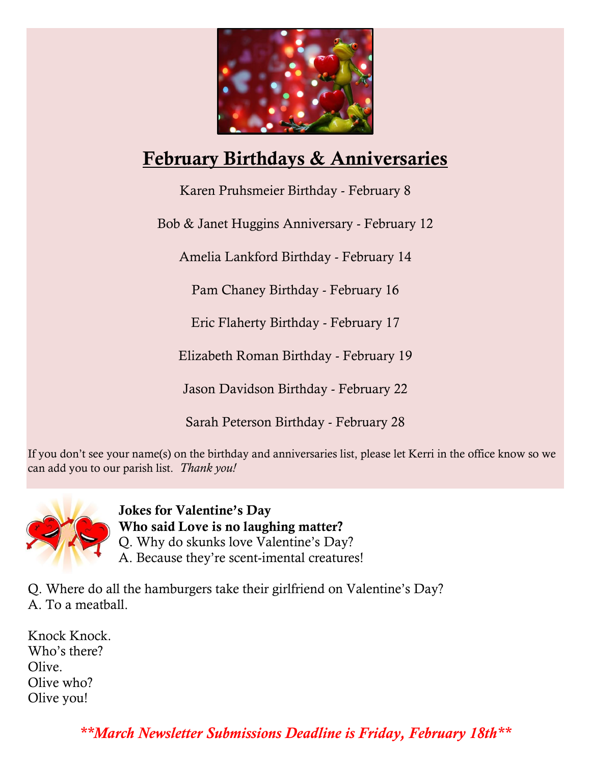# February Birthdays & Anniversaries

Karen Pruhsmeier Birthday - February 8

Bob & Janet Huggins Anniversary - February 12

Amelia Lankford Birthday - February 14

Pam Chaney Birthday - February 16

Eric Flaherty Birthday - February 17

Elizabeth Roman Birthday - February 19

Jason Davidson Birthday - February 22

Sarah Peterson Birthday - February 28

If you don't see your name(s) on the birthday and anniversaries list, please let Kerri in the office know so we can add you to our parish list. *Thank you!*

**Jokes for Valentine's Day**
**Who said Love is no laughing matter?**

Q. Why do skunks love Valentine's Day?
A. Because they're scent-imental creatures!

Q. Where do all the hamburgers take their girlfriend on Valentine's Day?
A. To a meatball.

Knock Knock.
Who's there?
Olive.
Olive who?
Olive you!

***\*\*March Newsletter Submissions Deadline is Friday, February 18th\*\****